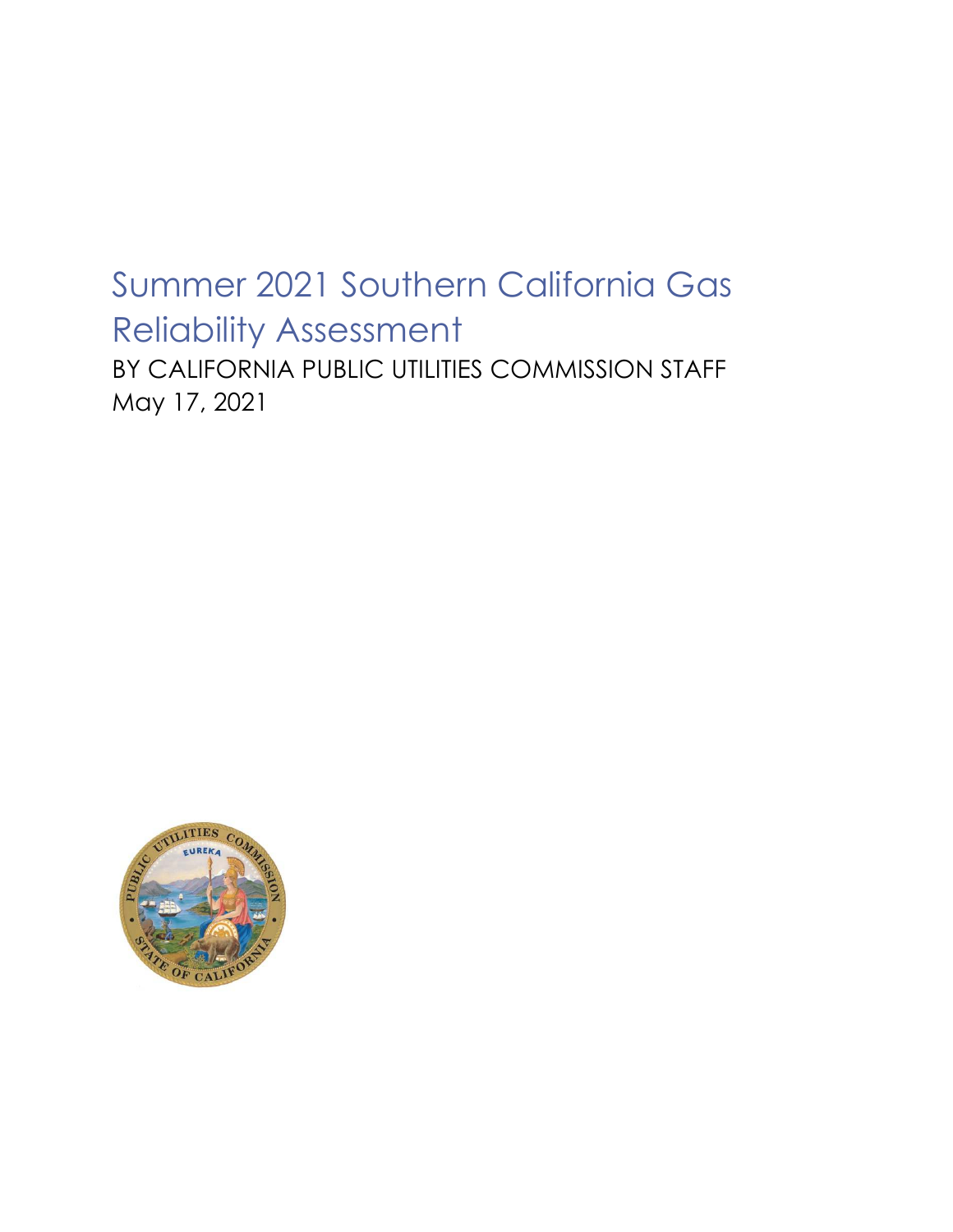# Summer 2021 Southern California Gas Reliability Assessment

BY CALIFORNIA PUBLIC UTILITIES COMMISSION STAFF

May 17, 2021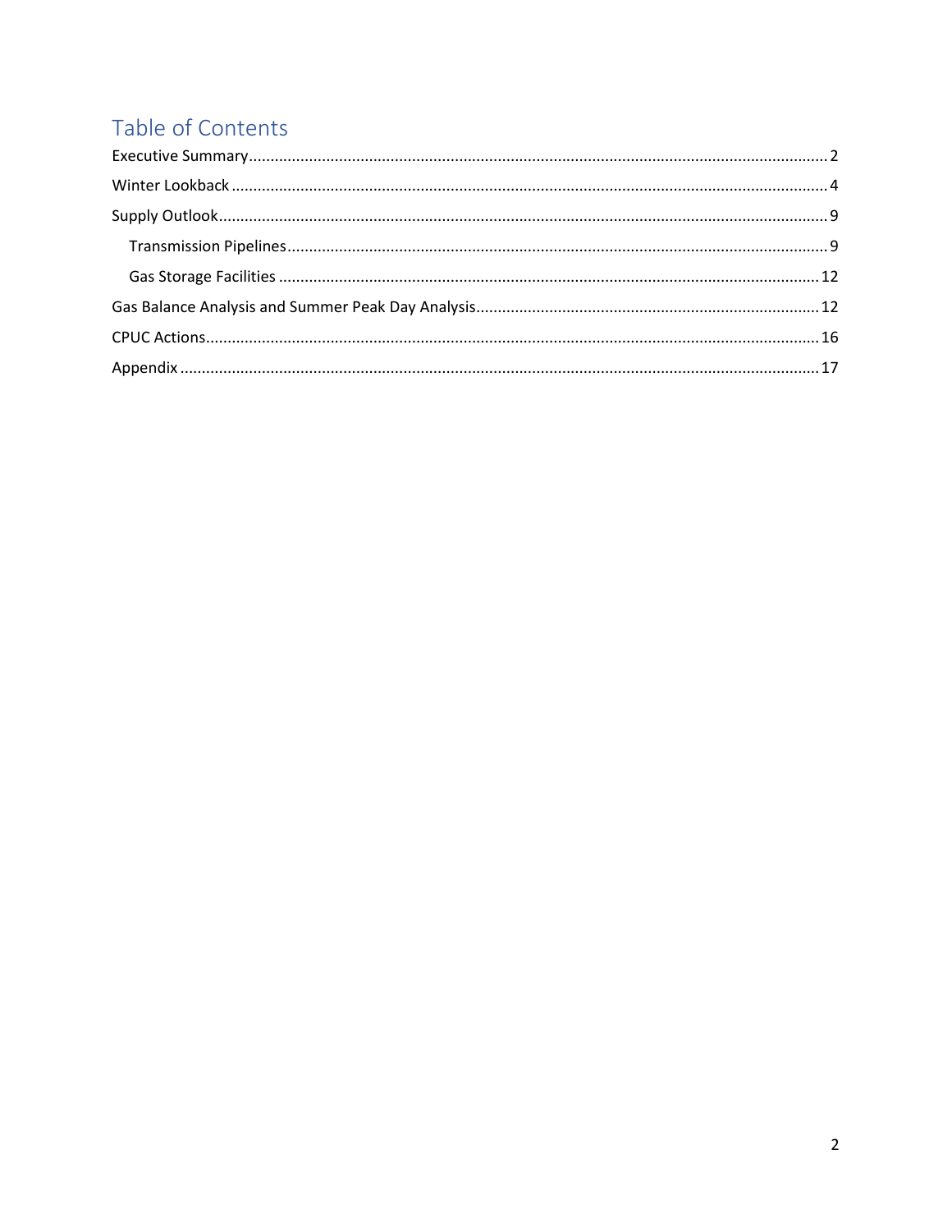# Table of Contents

Executive Summary ..... 2

Winter Lookback ..... 4

Supply Outlook ..... 9

- Transmission Pipelines ..... 9
- Gas Storage Facilities ..... 12

Gas Balance Analysis and Summer Peak Day Analysis ..... 12

CPUC Actions ..... 16

Appendix ..... 17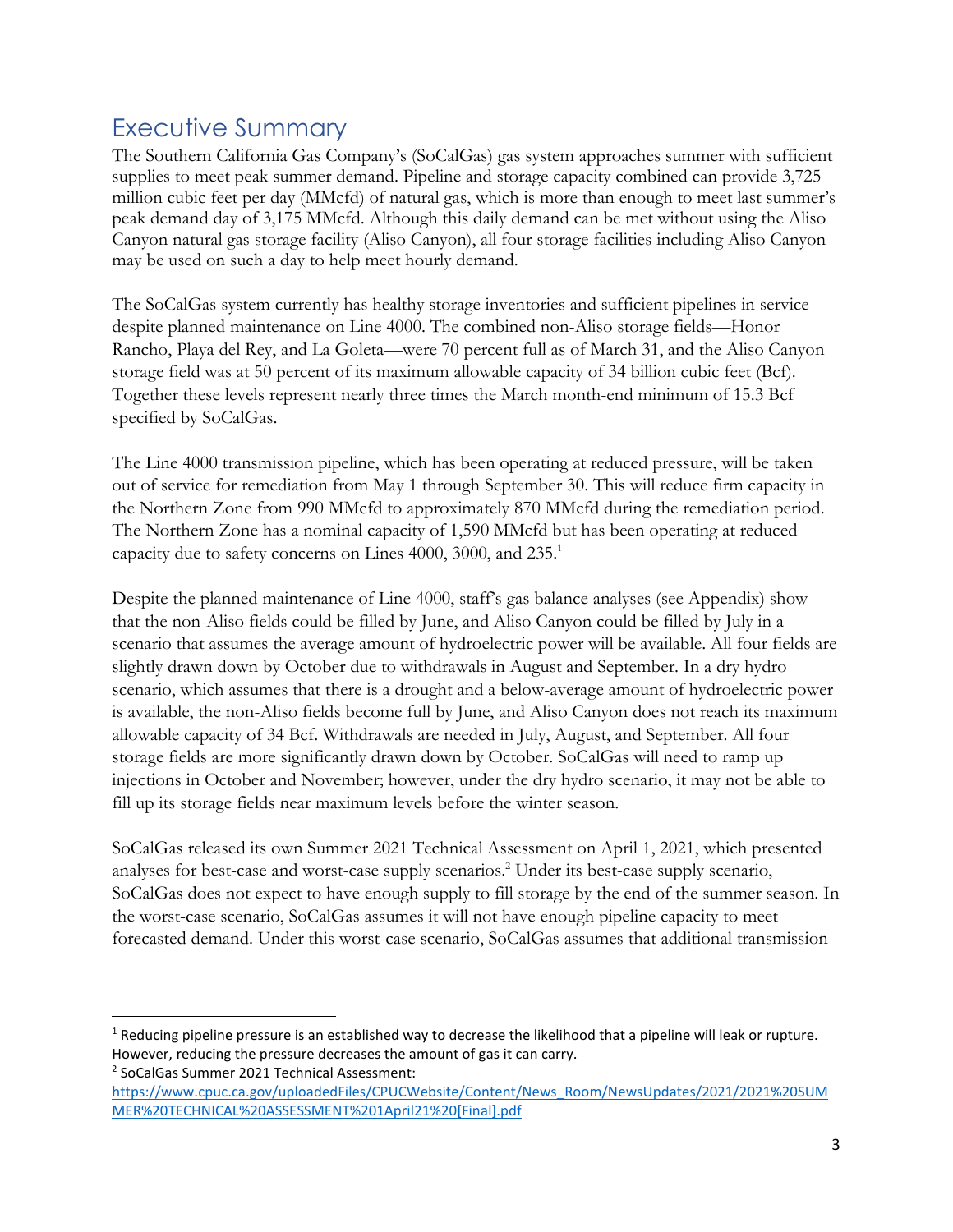# Executive Summary

The Southern California Gas Company's (SoCalGas) gas system approaches summer with sufficient supplies to meet peak summer demand. Pipeline and storage capacity combined can provide 3,725 million cubic feet per day (MMcfd) of natural gas, which is more than enough to meet last summer's peak demand day of 3,175 MMcfd. Although this daily demand can be met without using the Aliso Canyon natural gas storage facility (Aliso Canyon), all four storage facilities including Aliso Canyon may be used on such a day to help meet hourly demand.

The SoCalGas system currently has healthy storage inventories and sufficient pipelines in service despite planned maintenance on Line 4000. The combined non-Aliso storage fields—Honor Rancho, Playa del Rey, and La Goleta—were 70 percent full as of March 31, and the Aliso Canyon storage field was at 50 percent of its maximum allowable capacity of 34 billion cubic feet (Bcf). Together these levels represent nearly three times the March month-end minimum of 15.3 Bcf specified by SoCalGas.

The Line 4000 transmission pipeline, which has been operating at reduced pressure, will be taken out of service for remediation from May 1 through September 30. This will reduce firm capacity in the Northern Zone from 990 MMcfd to approximately 870 MMcfd during the remediation period. The Northern Zone has a nominal capacity of 1,590 MMcfd but has been operating at reduced capacity due to safety concerns on Lines 4000, 3000, and 235.[1]

Despite the planned maintenance of Line 4000, staff's gas balance analyses (see Appendix) show that the non-Aliso fields could be filled by June, and Aliso Canyon could be filled by July in a scenario that assumes the average amount of hydroelectric power will be available. All four fields are slightly drawn down by October due to withdrawals in August and September. In a dry hydro scenario, which assumes that there is a drought and a below-average amount of hydroelectric power is available, the non-Aliso fields become full by June, and Aliso Canyon does not reach its maximum allowable capacity of 34 Bcf. Withdrawals are needed in July, August, and September. All four storage fields are more significantly drawn down by October. SoCalGas will need to ramp up injections in October and November; however, under the dry hydro scenario, it may not be able to fill up its storage fields near maximum levels before the winter season.

SoCalGas released its own Summer 2021 Technical Assessment on April 1, 2021, which presented analyses for best-case and worst-case supply scenarios.[2] Under its best-case supply scenario, SoCalGas does not expect to have enough supply to fill storage by the end of the summer season. In the worst-case scenario, SoCalGas assumes it will not have enough pipeline capacity to meet forecasted demand. Under this worst-case scenario, SoCalGas assumes that additional transmission

---

[1] Reducing pipeline pressure is an established way to decrease the likelihood that a pipeline will leak or rupture. However, reducing the pressure decreases the amount of gas it can carry.

[2] SoCalGas Summer 2021 Technical Assessment: https://www.cpuc.ca.gov/uploadedFiles/CPUCWebsite/Content/News_Room/NewsUpdates/2021/2021%20SUMMER%20TECHNICAL%20ASSESSMENT%201April21%20[Final].pdf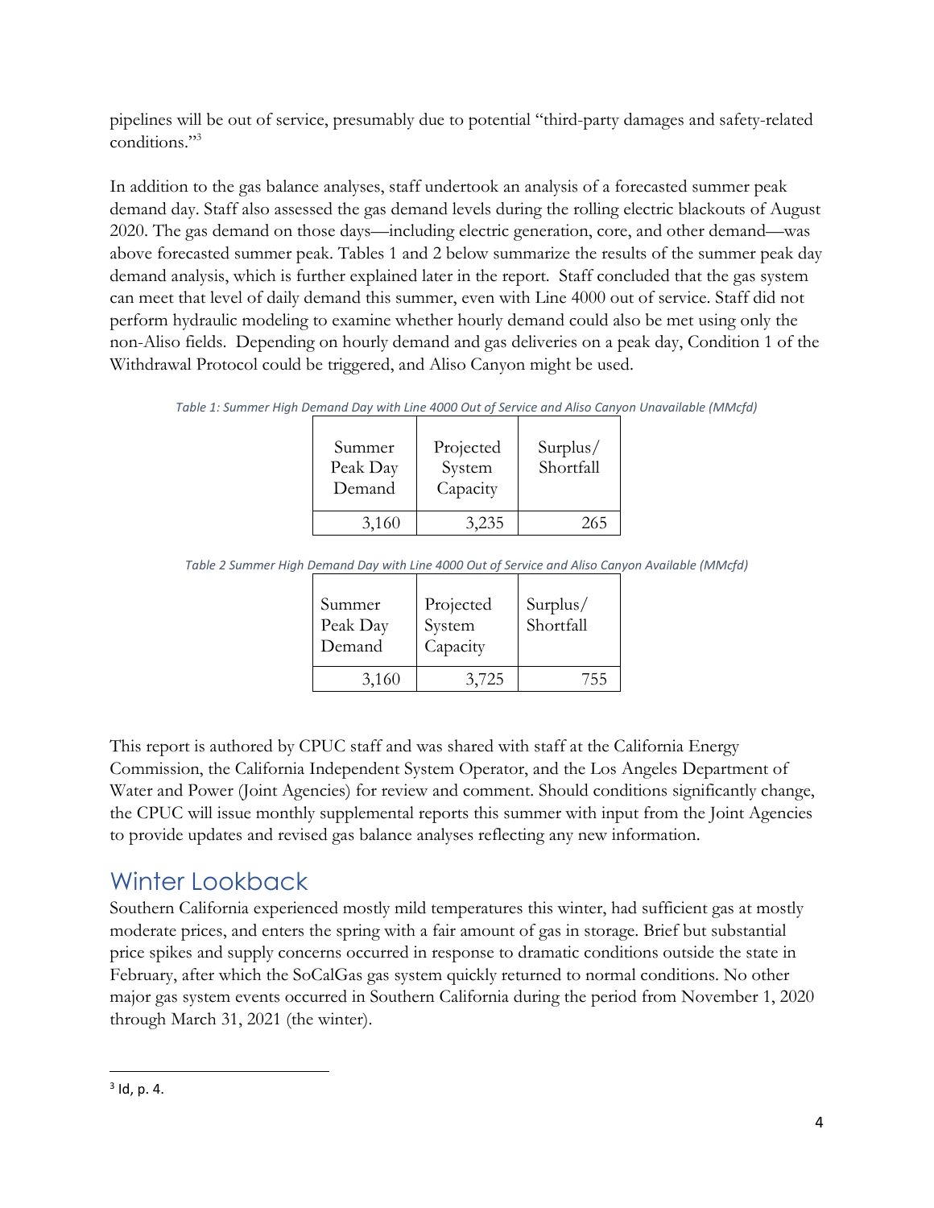pipelines will be out of service, presumably due to potential "third-party damages and safety-related conditions."[3]

In addition to the gas balance analyses, staff undertook an analysis of a forecasted summer peak demand day. Staff also assessed the gas demand levels during the rolling electric blackouts of August 2020. The gas demand on those days—including electric generation, core, and other demand—was above forecasted summer peak. Tables 1 and 2 below summarize the results of the summer peak day demand analysis, which is further explained later in the report. Staff concluded that the gas system can meet that level of daily demand this summer, even with Line 4000 out of service. Staff did not perform hydraulic modeling to examine whether hourly demand could also be met using only the non-Aliso fields. Depending on hourly demand and gas deliveries on a peak day, Condition 1 of the Withdrawal Protocol could be triggered, and Aliso Canyon might be used.

*Table 1: Summer High Demand Day with Line 4000 Out of Service and Aliso Canyon Unavailable (MMcfd)*

| Summer Peak Day Demand | Projected System Capacity | Surplus/ Shortfall |
|---|---|---|
| 3,160 | 3,235 | 265 |

*Table 2 Summer High Demand Day with Line 4000 Out of Service and Aliso Canyon Available (MMcfd)*

| Summer Peak Day Demand | Projected System Capacity | Surplus/ Shortfall |
|---|---|---|
| 3,160 | 3,725 | 755 |

This report is authored by CPUC staff and was shared with staff at the California Energy Commission, the California Independent System Operator, and the Los Angeles Department of Water and Power (Joint Agencies) for review and comment. Should conditions significantly change, the CPUC will issue monthly supplemental reports this summer with input from the Joint Agencies to provide updates and revised gas balance analyses reflecting any new information.

## Winter Lookback

Southern California experienced mostly mild temperatures this winter, had sufficient gas at mostly moderate prices, and enters the spring with a fair amount of gas in storage. Brief but substantial price spikes and supply concerns occurred in response to dramatic conditions outside the state in February, after which the SoCalGas gas system quickly returned to normal conditions. No other major gas system events occurred in Southern California during the period from November 1, 2020 through March 31, 2021 (the winter).

---

[3] Id, p. 4.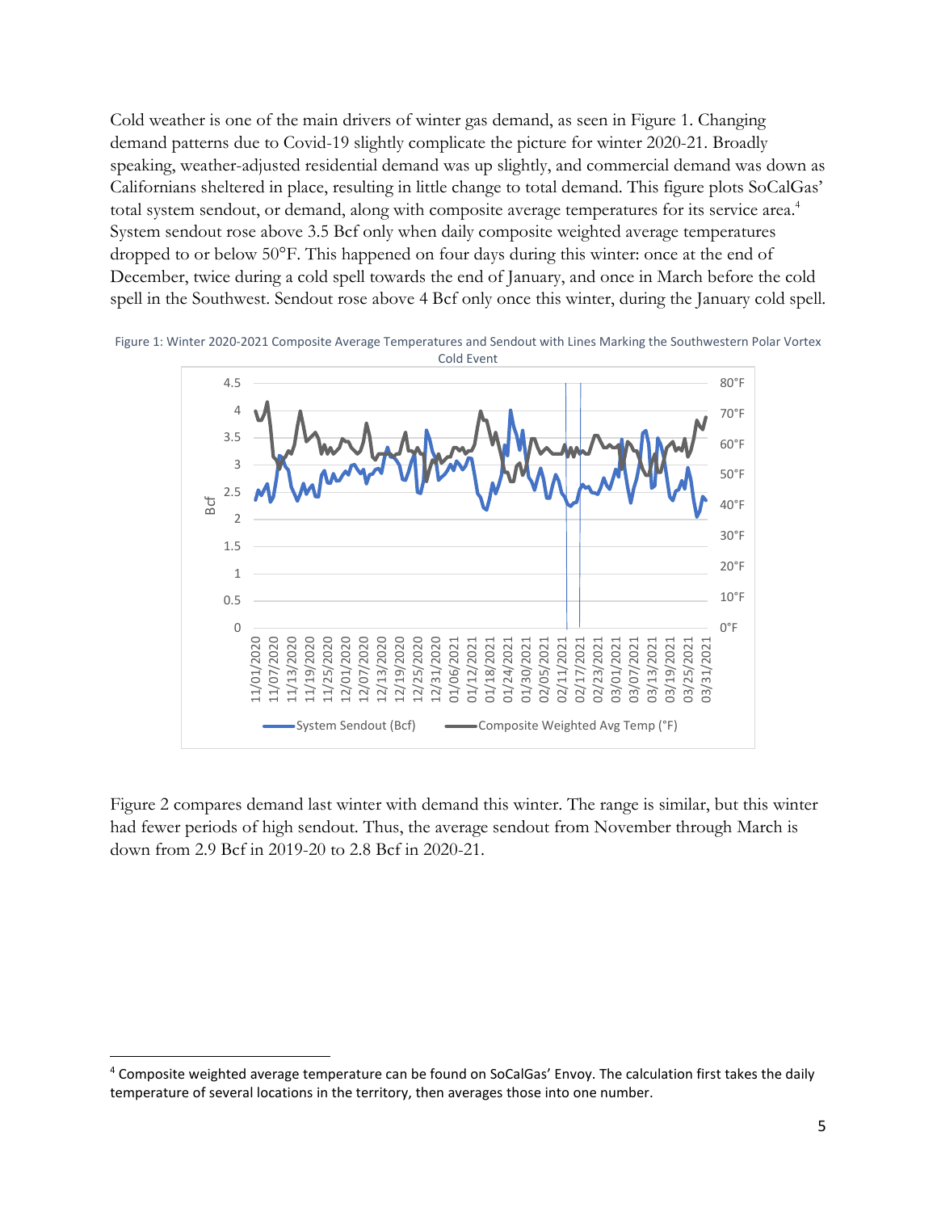Cold weather is one of the main drivers of winter gas demand, as seen in Figure 1. Changing demand patterns due to Covid-19 slightly complicate the picture for winter 2020-21. Broadly speaking, weather-adjusted residential demand was up slightly, and commercial demand was down as Californians sheltered in place, resulting in little change to total demand. This figure plots SoCalGas' total system sendout, or demand, along with composite average temperatures for its service area.[4] System sendout rose above 3.5 Bcf only when daily composite weighted average temperatures dropped to or below 50°F. This happened on four days during this winter: once at the end of December, twice during a cold spell towards the end of January, and once in March before the cold spell in the Southwest. Sendout rose above 4 Bcf only once this winter, during the January cold spell.

Figure 1: Winter 2020-2021 Composite Average Temperatures and Sendout with Lines Marking the Southwestern Polar Vortex Cold Event

Figure 2 compares demand last winter with demand this winter. The range is similar, but this winter had fewer periods of high sendout. Thus, the average sendout from November through March is down from 2.9 Bcf in 2019-20 to 2.8 Bcf in 2020-21.

[4] Composite weighted average temperature can be found on SoCalGas' Envoy. The calculation first takes the daily temperature of several locations in the territory, then averages those into one number.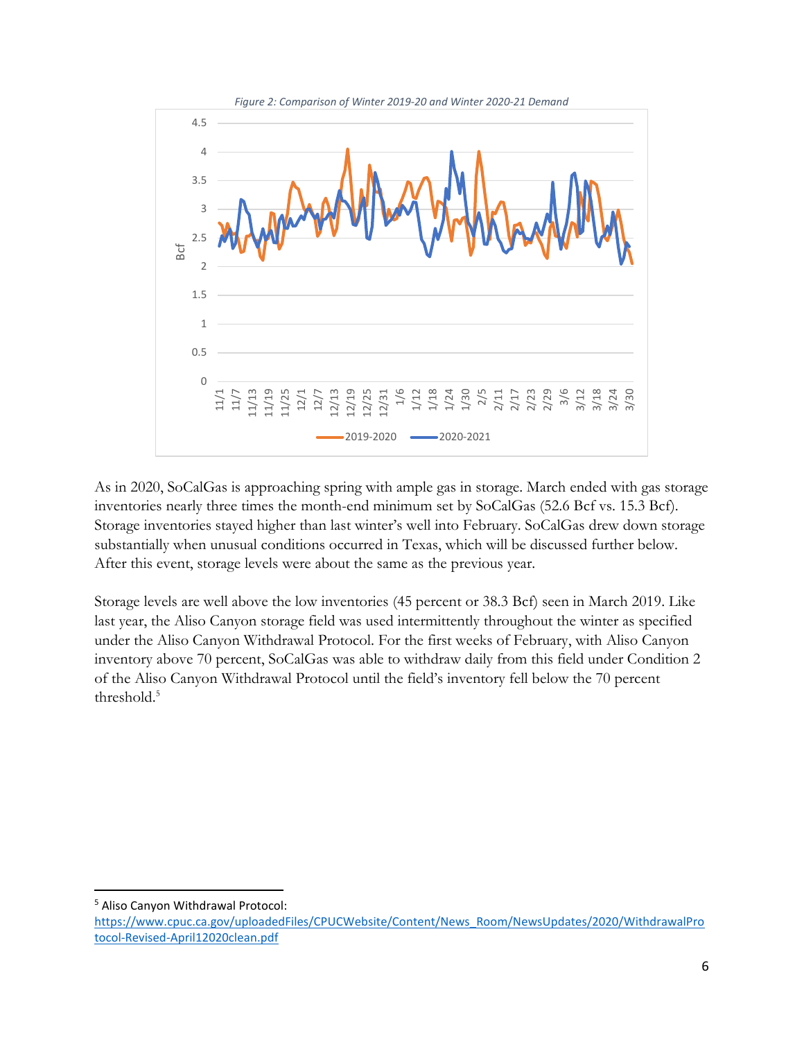*Figure 2: Comparison of Winter 2019-20 and Winter 2020-21 Demand*

As in 2020, SoCalGas is approaching spring with ample gas in storage. March ended with gas storage inventories nearly three times the month-end minimum set by SoCalGas (52.6 Bcf vs. 15.3 Bcf). Storage inventories stayed higher than last winter's well into February. SoCalGas drew down storage substantially when unusual conditions occurred in Texas, which will be discussed further below. After this event, storage levels were about the same as the previous year.

Storage levels are well above the low inventories (45 percent or 38.3 Bcf) seen in March 2019. Like last year, the Aliso Canyon storage field was used intermittently throughout the winter as specified under the Aliso Canyon Withdrawal Protocol. For the first weeks of February, with Aliso Canyon inventory above 70 percent, SoCalGas was able to withdraw daily from this field under Condition 2 of the Aliso Canyon Withdrawal Protocol until the field's inventory fell below the 70 percent threshold.[5]

---

[5] Aliso Canyon Withdrawal Protocol: https://www.cpuc.ca.gov/uploadedFiles/CPUCWebsite/Content/News_Room/NewsUpdates/2020/WithdrawalProtocol-Revised-April12020clean.pdf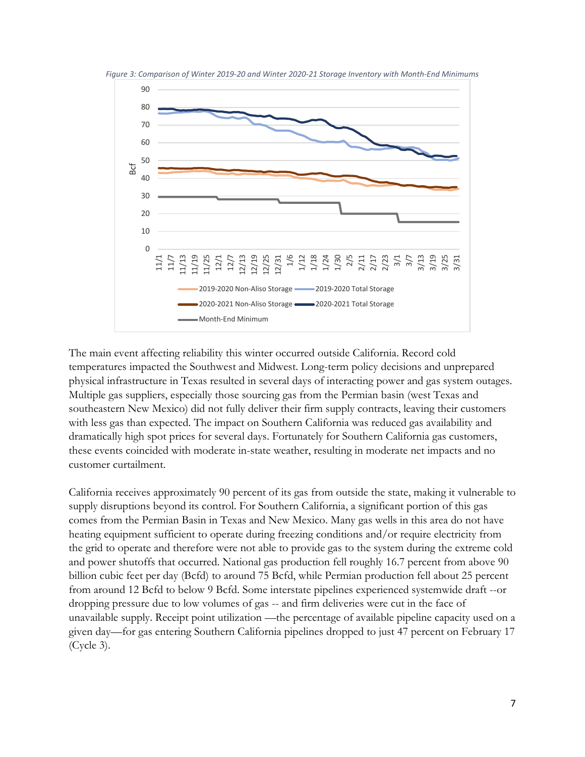*Figure 3: Comparison of Winter 2019-20 and Winter 2020-21 Storage Inventory with Month-End Minimums*

The main event affecting reliability this winter occurred outside California. Record cold temperatures impacted the Southwest and Midwest. Long-term policy decisions and unprepared physical infrastructure in Texas resulted in several days of interacting power and gas system outages. Multiple gas suppliers, especially those sourcing gas from the Permian basin (west Texas and southeastern New Mexico) did not fully deliver their firm supply contracts, leaving their customers with less gas than expected. The impact on Southern California was reduced gas availability and dramatically high spot prices for several days. Fortunately for Southern California gas customers, these events coincided with moderate in-state weather, resulting in moderate net impacts and no customer curtailment.

California receives approximately 90 percent of its gas from outside the state, making it vulnerable to supply disruptions beyond its control. For Southern California, a significant portion of this gas comes from the Permian Basin in Texas and New Mexico. Many gas wells in this area do not have heating equipment sufficient to operate during freezing conditions and/or require electricity from the grid to operate and therefore were not able to provide gas to the system during the extreme cold and power shutoffs that occurred. National gas production fell roughly 16.7 percent from above 90 billion cubic feet per day (Bcfd) to around 75 Bcfd, while Permian production fell about 25 percent from around 12 Bcfd to below 9 Bcfd. Some interstate pipelines experienced systemwide draft --or dropping pressure due to low volumes of gas -- and firm deliveries were cut in the face of unavailable supply. Receipt point utilization —the percentage of available pipeline capacity used on a given day—for gas entering Southern California pipelines dropped to just 47 percent on February 17 (Cycle 3).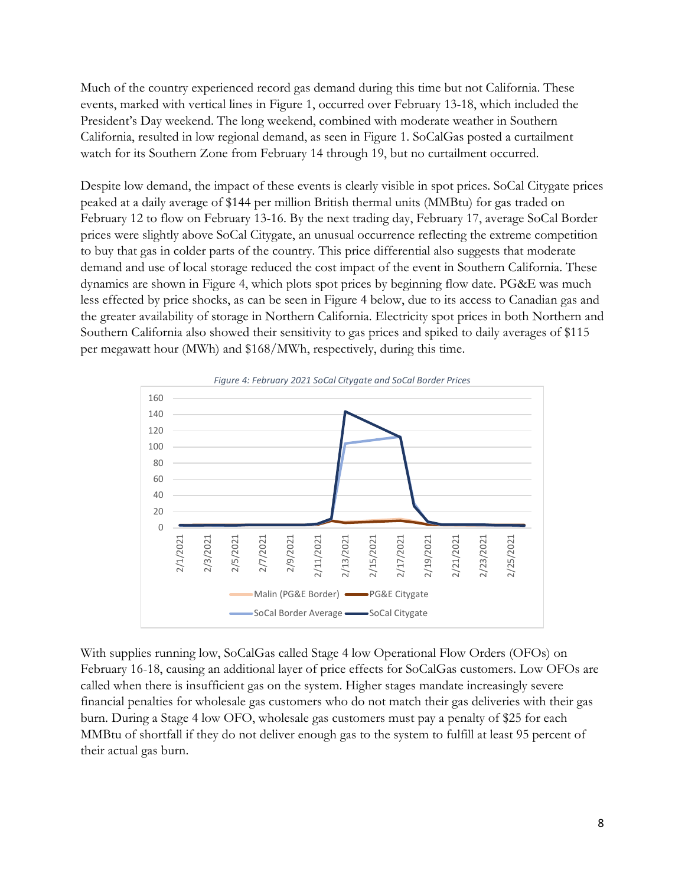Much of the country experienced record gas demand during this time but not California. These events, marked with vertical lines in Figure 1, occurred over February 13-18, which included the President's Day weekend. The long weekend, combined with moderate weather in Southern California, resulted in low regional demand, as seen in Figure 1. SoCalGas posted a curtailment watch for its Southern Zone from February 14 through 19, but no curtailment occurred.

Despite low demand, the impact of these events is clearly visible in spot prices. SoCal Citygate prices peaked at a daily average of $144 per million British thermal units (MMBtu) for gas traded on February 12 to flow on February 13-16. By the next trading day, February 17, average SoCal Border prices were slightly above SoCal Citygate, an unusual occurrence reflecting the extreme competition to buy that gas in colder parts of the country. This price differential also suggests that moderate demand and use of local storage reduced the cost impact of the event in Southern California. These dynamics are shown in Figure 4, which plots spot prices by beginning flow date. PG&E was much less effected by price shocks, as can be seen in Figure 4 below, due to its access to Canadian gas and the greater availability of storage in Northern California. Electricity spot prices in both Northern and Southern California also showed their sensitivity to gas prices and spiked to daily averages of $115 per megawatt hour (MWh) and $168/MWh, respectively, during this time.

*Figure 4: February 2021 SoCal Citygate and SoCal Border Prices*

With supplies running low, SoCalGas called Stage 4 low Operational Flow Orders (OFOs) on February 16-18, causing an additional layer of price effects for SoCalGas customers. Low OFOs are called when there is insufficient gas on the system. Higher stages mandate increasingly severe financial penalties for wholesale gas customers who do not match their gas deliveries with their gas burn. During a Stage 4 low OFO, wholesale gas customers must pay a penalty of $25 for each MMBtu of shortfall if they do not deliver enough gas to the system to fulfill at least 95 percent of their actual gas burn.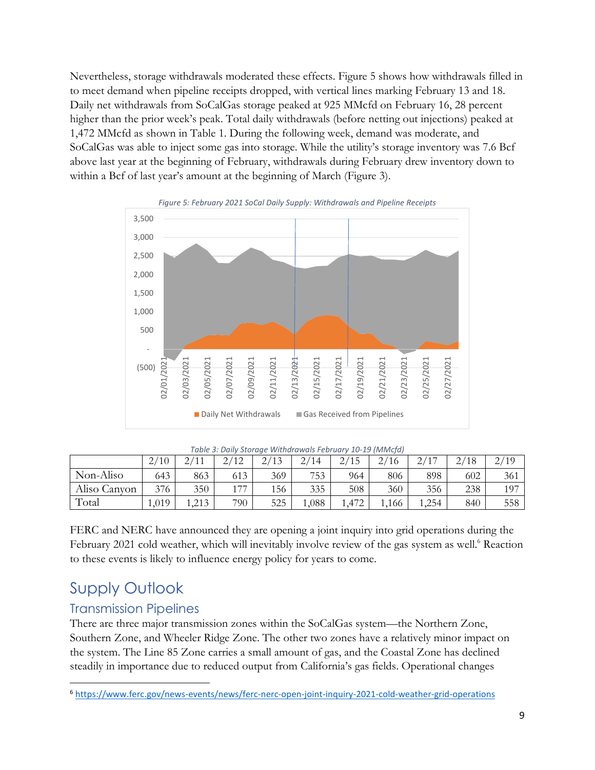Nevertheless, storage withdrawals moderated these effects. Figure 5 shows how withdrawals filled in to meet demand when pipeline receipts dropped, with vertical lines marking February 13 and 18. Daily net withdrawals from SoCalGas storage peaked at 925 MMcfd on February 16, 28 percent higher than the prior week's peak. Total daily withdrawals (before netting out injections) peaked at 1,472 MMcfd as shown in Table 1. During the following week, demand was moderate, and SoCalGas was able to inject some gas into storage. While the utility's storage inventory was 7.6 Bcf above last year at the beginning of February, withdrawals during February drew inventory down to within a Bcf of last year's amount at the beginning of March (Figure 3).

*Figure 5: February 2021 SoCal Daily Supply: Withdrawals and Pipeline Receipts*

*Table 3: Daily Storage Withdrawals February 10-19 (MMcfd)*

| | 2/10 | 2/11 | 2/12 | 2/13 | 2/14 | 2/15 | 2/16 | 2/17 | 2/18 | 2/19 |
|---|---|---|---|---|---|---|---|---|---|---|
| Non-Aliso | 643 | 863 | 613 | 369 | 753 | 964 | 806 | 898 | 602 | 361 |
| Aliso Canyon | 376 | 350 | 177 | 156 | 335 | 508 | 360 | 356 | 238 | 197 |
| Total | 1,019 | 1,213 | 790 | 525 | 1,088 | 1,472 | 1,166 | 1,254 | 840 | 558 |

FERC and NERC have announced they are opening a joint inquiry into grid operations during the February 2021 cold weather, which will inevitably involve review of the gas system as well.[6] Reaction to these events is likely to influence energy policy for years to come.

# Supply Outlook

## Transmission Pipelines

There are three major transmission zones within the SoCalGas system—the Northern Zone, Southern Zone, and Wheeler Ridge Zone. The other two zones have a relatively minor impact on the system. The Line 85 Zone carries a small amount of gas, and the Coastal Zone has declined steadily in importance due to reduced output from California's gas fields. Operational changes

[6] https://www.ferc.gov/news-events/news/ferc-nerc-open-joint-inquiry-2021-cold-weather-grid-operations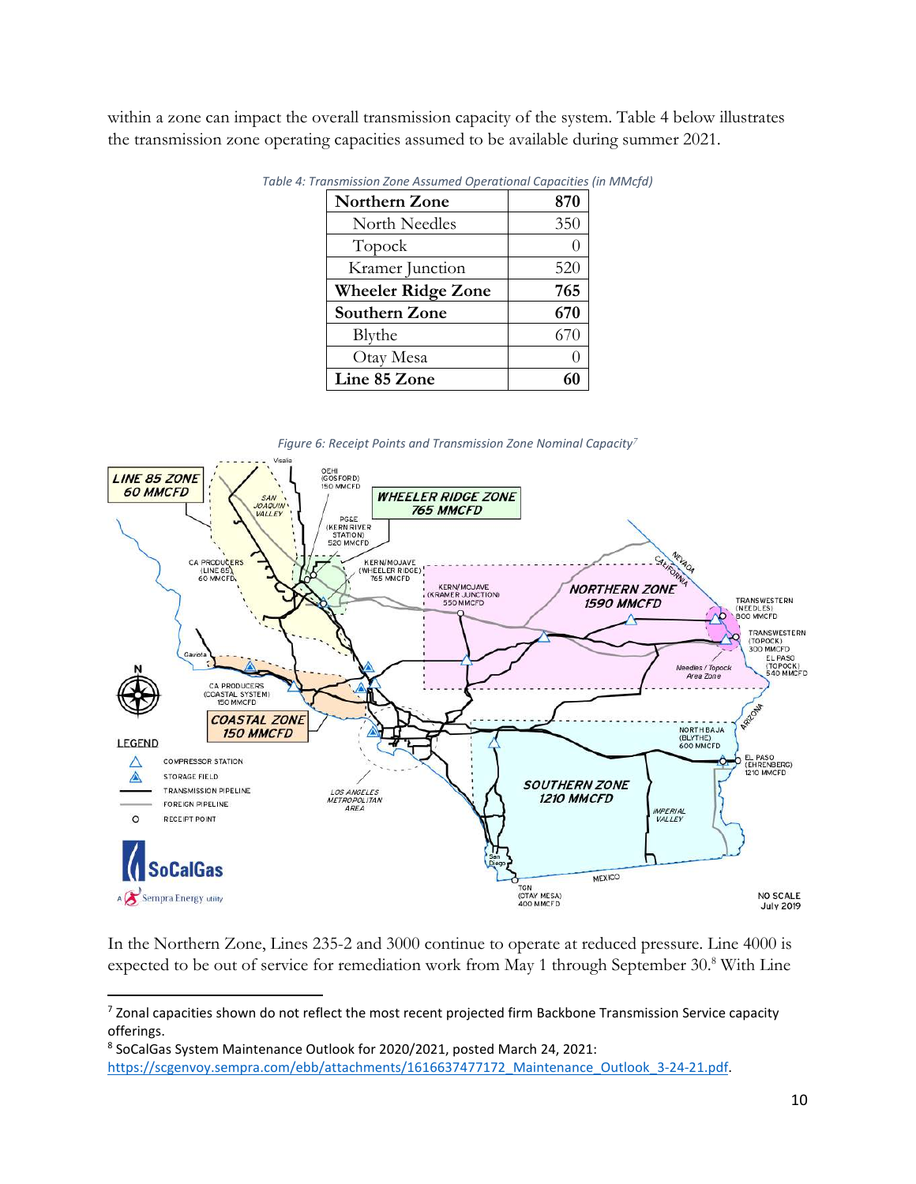within a zone can impact the overall transmission capacity of the system. Table 4 below illustrates the transmission zone operating capacities assumed to be available during summer 2021.

*Table 4: Transmission Zone Assumed Operational Capacities (in MMcfd)*

| **Northern Zone** | **870** |
|---|---|
| North Needles | 350 |
| Topock | 0 |
| Kramer Junction | 520 |
| **Wheeler Ridge Zone** | **765** |
| **Southern Zone** | **670** |
| Blythe | 670 |
| Otay Mesa | 0 |
| **Line 85 Zone** | **60** |

*Figure 6: Receipt Points and Transmission Zone Nominal Capacity*[7]

In the Northern Zone, Lines 235-2 and 3000 continue to operate at reduced pressure. Line 4000 is expected to be out of service for remediation work from May 1 through September 30.[8] With Line

[7] Zonal capacities shown do not reflect the most recent projected firm Backbone Transmission Service capacity offerings.

[8] SoCalGas System Maintenance Outlook for 2020/2021, posted March 24, 2021: https://scgenvoy.sempra.com/ebb/attachments/1616637477172_Maintenance_Outlook_3-24-21.pdf.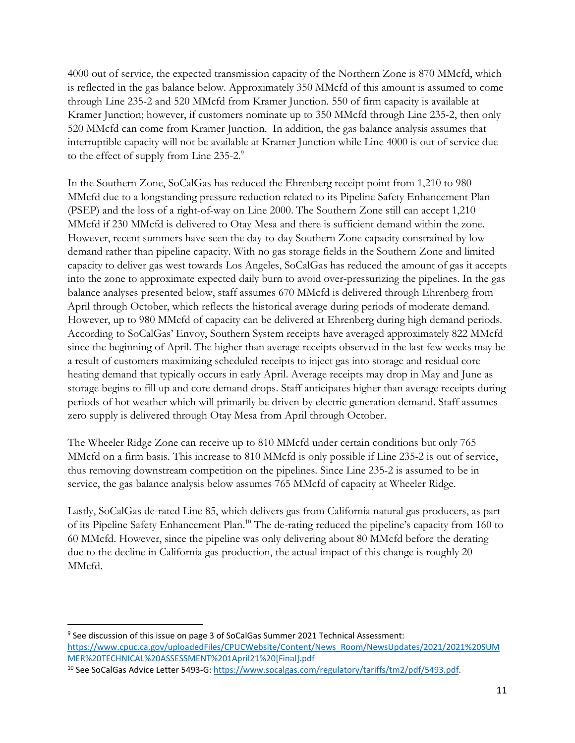4000 out of service, the expected transmission capacity of the Northern Zone is 870 MMcfd, which is reflected in the gas balance below. Approximately 350 MMcfd of this amount is assumed to come through Line 235-2 and 520 MMcfd from Kramer Junction. 550 of firm capacity is available at Kramer Junction; however, if customers nominate up to 350 MMcfd through Line 235-2, then only 520 MMcfd can come from Kramer Junction. In addition, the gas balance analysis assumes that interruptible capacity will not be available at Kramer Junction while Line 4000 is out of service due to the effect of supply from Line 235-2.[9]

In the Southern Zone, SoCalGas has reduced the Ehrenberg receipt point from 1,210 to 980 MMcfd due to a longstanding pressure reduction related to its Pipeline Safety Enhancement Plan (PSEP) and the loss of a right-of-way on Line 2000. The Southern Zone still can accept 1,210 MMcfd if 230 MMcfd is delivered to Otay Mesa and there is sufficient demand within the zone. However, recent summers have seen the day-to-day Southern Zone capacity constrained by low demand rather than pipeline capacity. With no gas storage fields in the Southern Zone and limited capacity to deliver gas west towards Los Angeles, SoCalGas has reduced the amount of gas it accepts into the zone to approximate expected daily burn to avoid over-pressurizing the pipelines. In the gas balance analyses presented below, staff assumes 670 MMcfd is delivered through Ehrenberg from April through October, which reflects the historical average during periods of moderate demand. However, up to 980 MMcfd of capacity can be delivered at Ehrenberg during high demand periods. According to SoCalGas' Envoy, Southern System receipts have averaged approximately 822 MMcfd since the beginning of April. The higher than average receipts observed in the last few weeks may be a result of customers maximizing scheduled receipts to inject gas into storage and residual core heating demand that typically occurs in early April. Average receipts may drop in May and June as storage begins to fill up and core demand drops. Staff anticipates higher than average receipts during periods of hot weather which will primarily be driven by electric generation demand. Staff assumes zero supply is delivered through Otay Mesa from April through October.

The Wheeler Ridge Zone can receive up to 810 MMcfd under certain conditions but only 765 MMcfd on a firm basis. This increase to 810 MMcfd is only possible if Line 235-2 is out of service, thus removing downstream competition on the pipelines. Since Line 235-2 is assumed to be in service, the gas balance analysis below assumes 765 MMcfd of capacity at Wheeler Ridge.

Lastly, SoCalGas de-rated Line 85, which delivers gas from California natural gas producers, as part of its Pipeline Safety Enhancement Plan.[10] The de-rating reduced the pipeline's capacity from 160 to 60 MMcfd. However, since the pipeline was only delivering about 80 MMcfd before the derating due to the decline in California gas production, the actual impact of this change is roughly 20 MMcfd.

---

[9] See discussion of this issue on page 3 of SoCalGas Summer 2021 Technical Assessment: https://www.cpuc.ca.gov/uploadedFiles/CPUCWebsite/Content/News_Room/NewsUpdates/2021/2021%20SUMMER%20TECHNICAL%20ASSESSMENT%201April21%20[Final].pdf

[10] See SoCalGas Advice Letter 5493-G: https://www.socalgas.com/regulatory/tariffs/tm2/pdf/5493.pdf.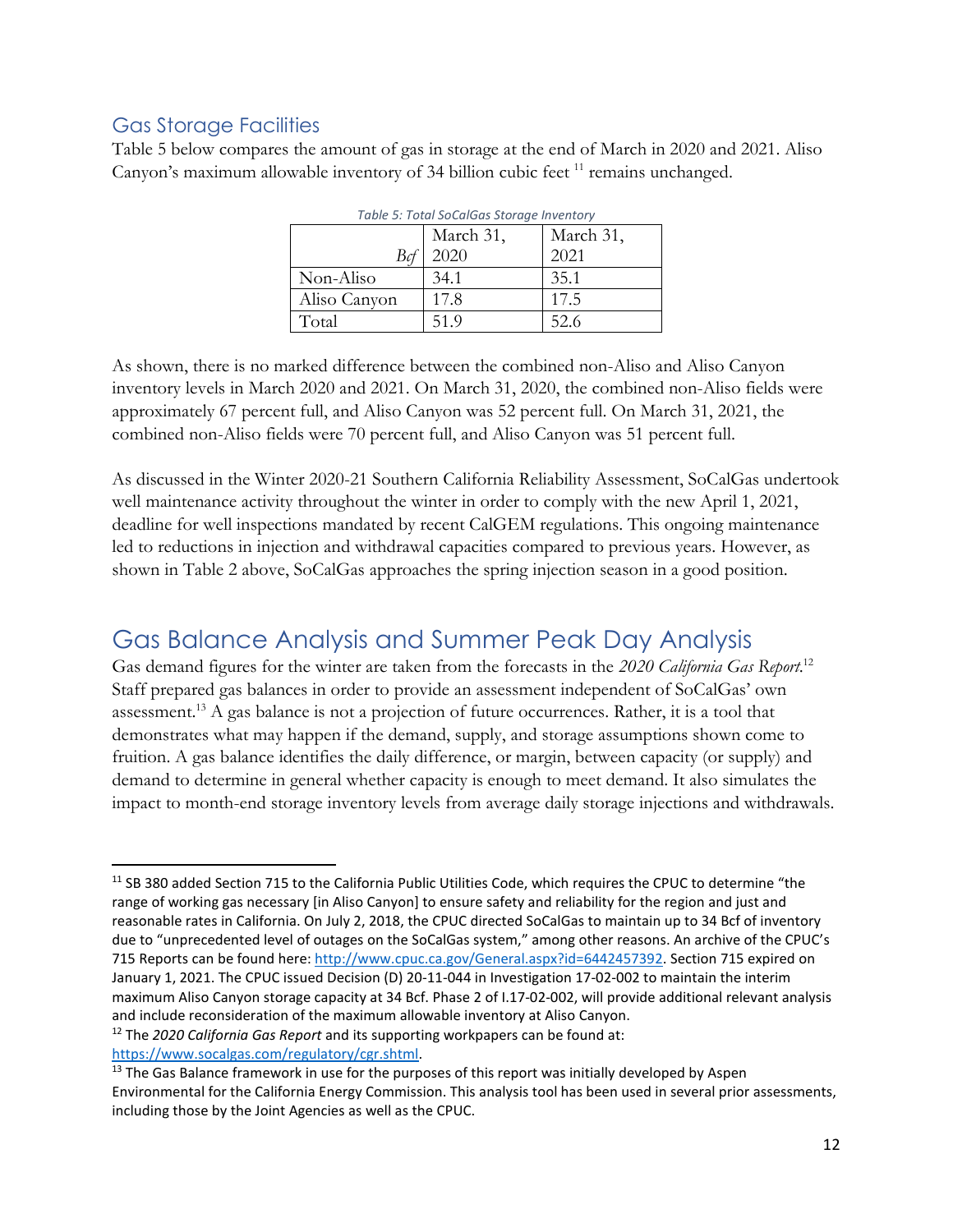## Gas Storage Facilities

Table 5 below compares the amount of gas in storage at the end of March in 2020 and 2021. Aliso Canyon's maximum allowable inventory of 34 billion cubic feet [11] remains unchanged.

*Table 5: Total SoCalGas Storage Inventory*

| *Bcf* | March 31, 2020 | March 31, 2021 |
|---|---|---|
| Non-Aliso | 34.1 | 35.1 |
| Aliso Canyon | 17.8 | 17.5 |
| Total | 51.9 | 52.6 |

As shown, there is no marked difference between the combined non-Aliso and Aliso Canyon inventory levels in March 2020 and 2021. On March 31, 2020, the combined non-Aliso fields were approximately 67 percent full, and Aliso Canyon was 52 percent full. On March 31, 2021, the combined non-Aliso fields were 70 percent full, and Aliso Canyon was 51 percent full.

As discussed in the Winter 2020-21 Southern California Reliability Assessment, SoCalGas undertook well maintenance activity throughout the winter in order to comply with the new April 1, 2021, deadline for well inspections mandated by recent CalGEM regulations. This ongoing maintenance led to reductions in injection and withdrawal capacities compared to previous years. However, as shown in Table 2 above, SoCalGas approaches the spring injection season in a good position.

# Gas Balance Analysis and Summer Peak Day Analysis

Gas demand figures for the winter are taken from the forecasts in the *2020 California Gas Report*.[12] Staff prepared gas balances in order to provide an assessment independent of SoCalGas' own assessment.[13] A gas balance is not a projection of future occurrences. Rather, it is a tool that demonstrates what may happen if the demand, supply, and storage assumptions shown come to fruition. A gas balance identifies the daily difference, or margin, between capacity (or supply) and demand to determine in general whether capacity is enough to meet demand. It also simulates the impact to month-end storage inventory levels from average daily storage injections and withdrawals.

---

[11] SB 380 added Section 715 to the California Public Utilities Code, which requires the CPUC to determine "the range of working gas necessary [in Aliso Canyon] to ensure safety and reliability for the region and just and reasonable rates in California. On July 2, 2018, the CPUC directed SoCalGas to maintain up to 34 Bcf of inventory due to "unprecedented level of outages on the SoCalGas system," among other reasons. An archive of the CPUC's 715 Reports can be found here: http://www.cpuc.ca.gov/General.aspx?id=6442457392. Section 715 expired on January 1, 2021. The CPUC issued Decision (D) 20-11-044 in Investigation 17-02-002 to maintain the interim maximum Aliso Canyon storage capacity at 34 Bcf. Phase 2 of I.17-02-002, will provide additional relevant analysis and include reconsideration of the maximum allowable inventory at Aliso Canyon.

[12] The *2020 California Gas Report* and its supporting workpapers can be found at: https://www.socalgas.com/regulatory/cgr.shtml.

[13] The Gas Balance framework in use for the purposes of this report was initially developed by Aspen Environmental for the California Energy Commission. This analysis tool has been used in several prior assessments, including those by the Joint Agencies as well as the CPUC.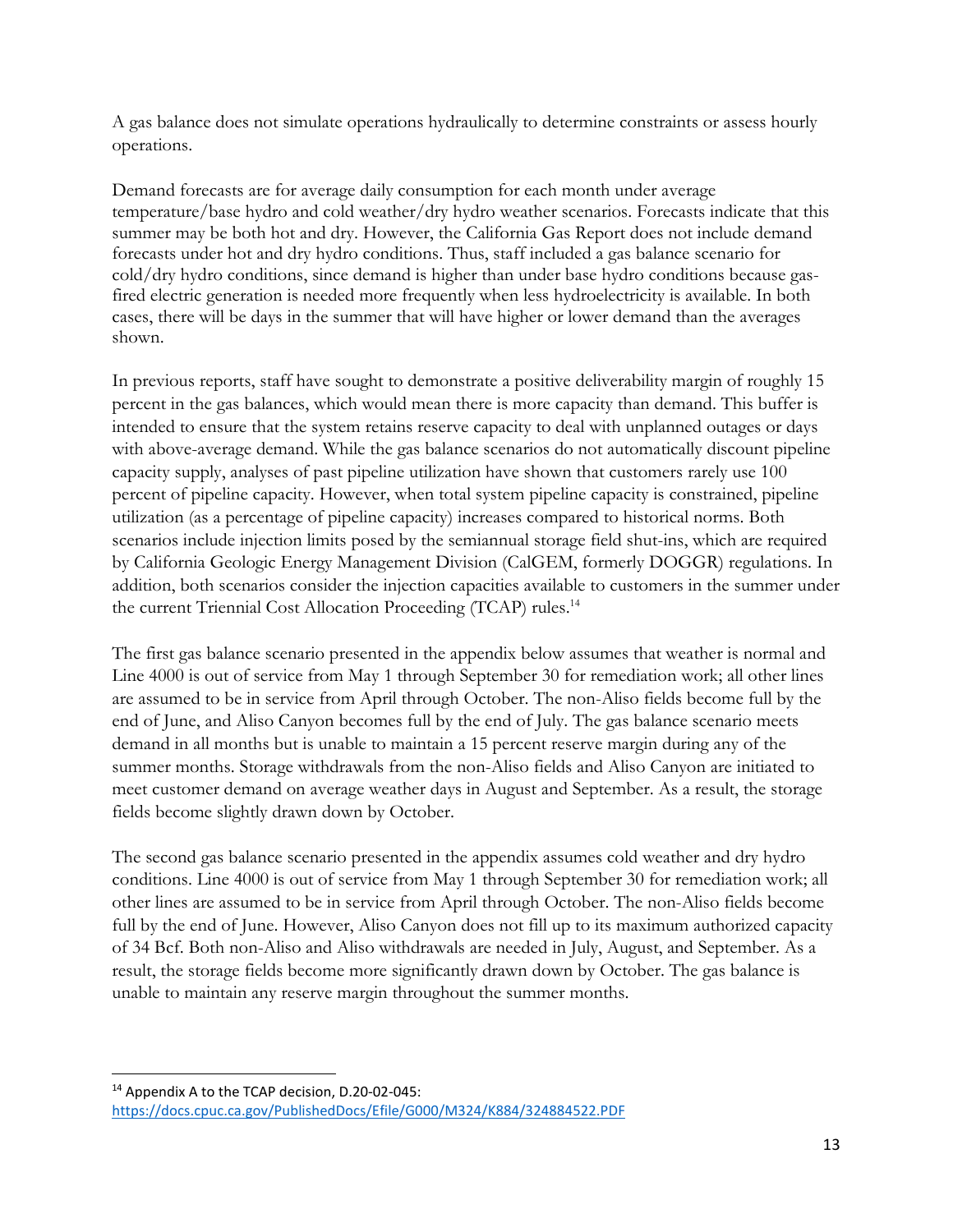A gas balance does not simulate operations hydraulically to determine constraints or assess hourly operations.

Demand forecasts are for average daily consumption for each month under average temperature/base hydro and cold weather/dry hydro weather scenarios. Forecasts indicate that this summer may be both hot and dry. However, the California Gas Report does not include demand forecasts under hot and dry hydro conditions. Thus, staff included a gas balance scenario for cold/dry hydro conditions, since demand is higher than under base hydro conditions because gas-fired electric generation is needed more frequently when less hydroelectricity is available. In both cases, there will be days in the summer that will have higher or lower demand than the averages shown.

In previous reports, staff have sought to demonstrate a positive deliverability margin of roughly 15 percent in the gas balances, which would mean there is more capacity than demand. This buffer is intended to ensure that the system retains reserve capacity to deal with unplanned outages or days with above-average demand. While the gas balance scenarios do not automatically discount pipeline capacity supply, analyses of past pipeline utilization have shown that customers rarely use 100 percent of pipeline capacity. However, when total system pipeline capacity is constrained, pipeline utilization (as a percentage of pipeline capacity) increases compared to historical norms. Both scenarios include injection limits posed by the semiannual storage field shut-ins, which are required by California Geologic Energy Management Division (CalGEM, formerly DOGGR) regulations. In addition, both scenarios consider the injection capacities available to customers in the summer under the current Triennial Cost Allocation Proceeding (TCAP) rules.[14]

The first gas balance scenario presented in the appendix below assumes that weather is normal and Line 4000 is out of service from May 1 through September 30 for remediation work; all other lines are assumed to be in service from April through October. The non-Aliso fields become full by the end of June, and Aliso Canyon becomes full by the end of July. The gas balance scenario meets demand in all months but is unable to maintain a 15 percent reserve margin during any of the summer months. Storage withdrawals from the non-Aliso fields and Aliso Canyon are initiated to meet customer demand on average weather days in August and September. As a result, the storage fields become slightly drawn down by October.

The second gas balance scenario presented in the appendix assumes cold weather and dry hydro conditions. Line 4000 is out of service from May 1 through September 30 for remediation work; all other lines are assumed to be in service from April through October. The non-Aliso fields become full by the end of June. However, Aliso Canyon does not fill up to its maximum authorized capacity of 34 Bcf. Both non-Aliso and Aliso withdrawals are needed in July, August, and September. As a result, the storage fields become more significantly drawn down by October. The gas balance is unable to maintain any reserve margin throughout the summer months.

---

[14] Appendix A to the TCAP decision, D.20-02-045: https://docs.cpuc.ca.gov/PublishedDocs/Efile/G000/M324/K884/324884522.PDF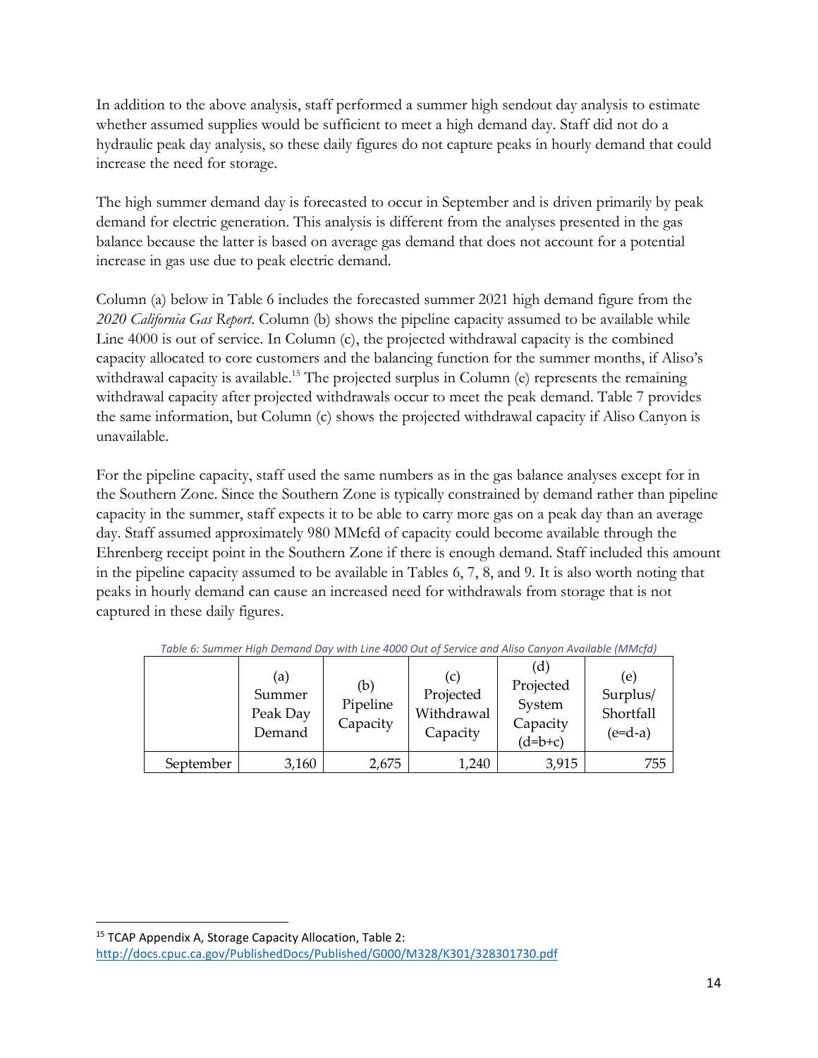In addition to the above analysis, staff performed a summer high sendout day analysis to estimate whether assumed supplies would be sufficient to meet a high demand day. Staff did not do a hydraulic peak day analysis, so these daily figures do not capture peaks in hourly demand that could increase the need for storage.

The high summer demand day is forecasted to occur in September and is driven primarily by peak demand for electric generation. This analysis is different from the analyses presented in the gas balance because the latter is based on average gas demand that does not account for a potential increase in gas use due to peak electric demand.

Column (a) below in Table 6 includes the forecasted summer 2021 high demand figure from the *2020 California Gas Report*. Column (b) shows the pipeline capacity assumed to be available while Line 4000 is out of service. In Column (c), the projected withdrawal capacity is the combined capacity allocated to core customers and the balancing function for the summer months, if Aliso's withdrawal capacity is available.[15] The projected surplus in Column (e) represents the remaining withdrawal capacity after projected withdrawals occur to meet the peak demand. Table 7 provides the same information, but Column (c) shows the projected withdrawal capacity if Aliso Canyon is unavailable.

For the pipeline capacity, staff used the same numbers as in the gas balance analyses except for in the Southern Zone. Since the Southern Zone is typically constrained by demand rather than pipeline capacity in the summer, staff expects it to be able to carry more gas on a peak day than an average day. Staff assumed approximately 980 MMcfd of capacity could become available through the Ehrenberg receipt point in the Southern Zone if there is enough demand. Staff included this amount in the pipeline capacity assumed to be available in Tables 6, 7, 8, and 9. It is also worth noting that peaks in hourly demand can cause an increased need for withdrawals from storage that is not captured in these daily figures.

*Table 6: Summer High Demand Day with Line 4000 Out of Service and Aliso Canyon Available (MMcfd)*

| | (a) Summer Peak Day Demand | (b) Pipeline Capacity | (c) Projected Withdrawal Capacity | (d) Projected System Capacity (d=b+c) | (e) Surplus/ Shortfall (e=d-a) |
|---|---|---|---|---|---|
| September | 3,160 | 2,675 | 1,240 | 3,915 | 755 |

[15] TCAP Appendix A, Storage Capacity Allocation, Table 2: http://docs.cpuc.ca.gov/PublishedDocs/Published/G000/M328/K301/328301730.pdf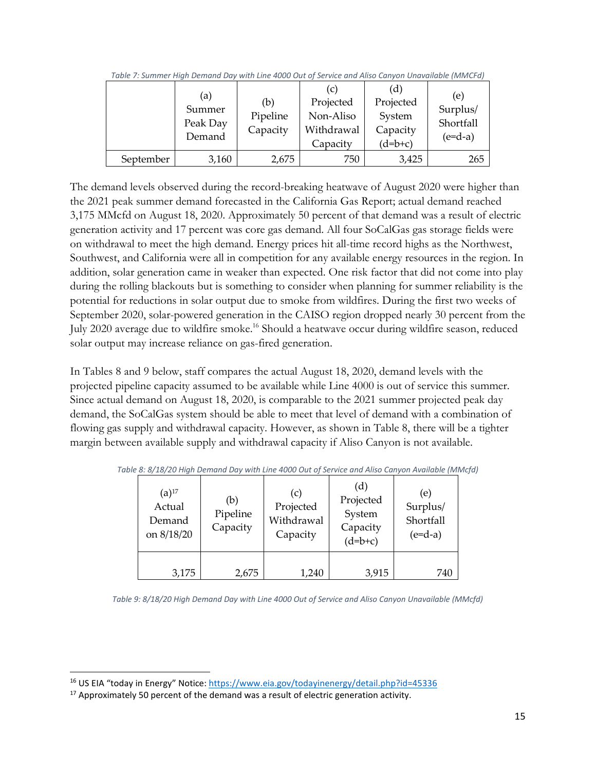*Table 7: Summer High Demand Day with Line 4000 Out of Service and Aliso Canyon Unavailable (MMCFd)*

| | (a) Summer Peak Day Demand | (b) Pipeline Capacity | (c) Projected Non-Aliso Withdrawal Capacity | (d) Projected System Capacity (d=b+c) | (e) Surplus/ Shortfall (e=d-a) |
|---|---|---|---|---|---|
| September | 3,160 | 2,675 | 750 | 3,425 | 265 |

The demand levels observed during the record-breaking heatwave of August 2020 were higher than the 2021 peak summer demand forecasted in the California Gas Report; actual demand reached 3,175 MMcfd on August 18, 2020. Approximately 50 percent of that demand was a result of electric generation activity and 17 percent was core gas demand. All four SoCalGas gas storage fields were on withdrawal to meet the high demand. Energy prices hit all-time record highs as the Northwest, Southwest, and California were all in competition for any available energy resources in the region. In addition, solar generation came in weaker than expected. One risk factor that did not come into play during the rolling blackouts but is something to consider when planning for summer reliability is the potential for reductions in solar output due to smoke from wildfires. During the first two weeks of September 2020, solar-powered generation in the CAISO region dropped nearly 30 percent from the July 2020 average due to wildfire smoke.[16] Should a heatwave occur during wildfire season, reduced solar output may increase reliance on gas-fired generation.

In Tables 8 and 9 below, staff compares the actual August 18, 2020, demand levels with the projected pipeline capacity assumed to be available while Line 4000 is out of service this summer. Since actual demand on August 18, 2020, is comparable to the 2021 summer projected peak day demand, the SoCalGas system should be able to meet that level of demand with a combination of flowing gas supply and withdrawal capacity. However, as shown in Table 8, there will be a tighter margin between available supply and withdrawal capacity if Aliso Canyon is not available.

*Table 8: 8/18/20 High Demand Day with Line 4000 Out of Service and Aliso Canyon Available (MMcfd)*

| (a)[17] Actual Demand on 8/18/20 | (b) Pipeline Capacity | (c) Projected Withdrawal Capacity | (d) Projected System Capacity (d=b+c) | (e) Surplus/ Shortfall (e=d-a) |
|---|---|---|---|---|
| 3,175 | 2,675 | 1,240 | 3,915 | 740 |

*Table 9: 8/18/20 High Demand Day with Line 4000 Out of Service and Aliso Canyon Unavailable (MMcfd)*

---

[16] US EIA "today in Energy" Notice: https://www.eia.gov/todayinenergy/detail.php?id=45336

[17] Approximately 50 percent of the demand was a result of electric generation activity.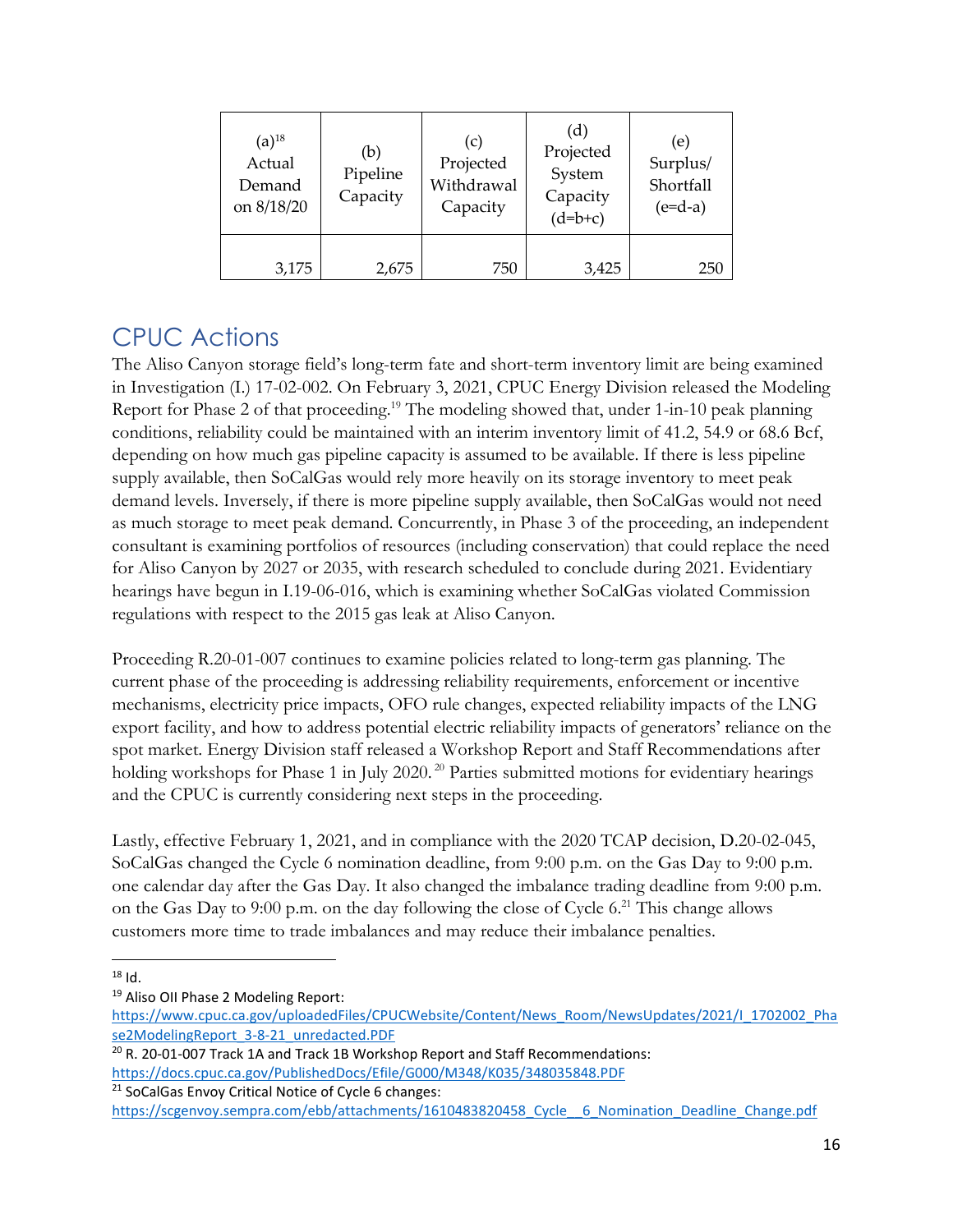| (a)[18] Actual Demand on 8/18/20 | (b) Pipeline Capacity | (c) Projected Withdrawal Capacity | (d) Projected System Capacity (d=b+c) | (e) Surplus/ Shortfall (e=d-a) |
|---|---|---|---|---|
| 3,175 | 2,675 | 750 | 3,425 | 250 |

## CPUC Actions

The Aliso Canyon storage field's long-term fate and short-term inventory limit are being examined in Investigation (I.) 17-02-002. On February 3, 2021, CPUC Energy Division released the Modeling Report for Phase 2 of that proceeding.[19] The modeling showed that, under 1-in-10 peak planning conditions, reliability could be maintained with an interim inventory limit of 41.2, 54.9 or 68.6 Bcf, depending on how much gas pipeline capacity is assumed to be available. If there is less pipeline supply available, then SoCalGas would rely more heavily on its storage inventory to meet peak demand levels. Inversely, if there is more pipeline supply available, then SoCalGas would not need as much storage to meet peak demand. Concurrently, in Phase 3 of the proceeding, an independent consultant is examining portfolios of resources (including conservation) that could replace the need for Aliso Canyon by 2027 or 2035, with research scheduled to conclude during 2021. Evidentiary hearings have begun in I.19-06-016, which is examining whether SoCalGas violated Commission regulations with respect to the 2015 gas leak at Aliso Canyon.

Proceeding R.20-01-007 continues to examine policies related to long-term gas planning. The current phase of the proceeding is addressing reliability requirements, enforcement or incentive mechanisms, electricity price impacts, OFO rule changes, expected reliability impacts of the LNG export facility, and how to address potential electric reliability impacts of generators' reliance on the spot market. Energy Division staff released a Workshop Report and Staff Recommendations after holding workshops for Phase 1 in July 2020.[20] Parties submitted motions for evidentiary hearings and the CPUC is currently considering next steps in the proceeding.

Lastly, effective February 1, 2021, and in compliance with the 2020 TCAP decision, D.20-02-045, SoCalGas changed the Cycle 6 nomination deadline, from 9:00 p.m. on the Gas Day to 9:00 p.m. one calendar day after the Gas Day. It also changed the imbalance trading deadline from 9:00 p.m. on the Gas Day to 9:00 p.m. on the day following the close of Cycle 6.[21] This change allows customers more time to trade imbalances and may reduce their imbalance penalties.

---

[18] Id.

[19] Aliso OII Phase 2 Modeling Report: https://www.cpuc.ca.gov/uploadedFiles/CPUCWebsite/Content/News_Room/NewsUpdates/2021/I_1702002_Phase2ModelingReport_3-8-21_unredacted.PDF

[20] R. 20-01-007 Track 1A and Track 1B Workshop Report and Staff Recommendations: https://docs.cpuc.ca.gov/PublishedDocs/Efile/G000/M348/K035/348035848.PDF

[21] SoCalGas Envoy Critical Notice of Cycle 6 changes: https://scgenvoy.sempra.com/ebb/attachments/1610483820458_Cycle__6_Nomination_Deadline_Change.pdf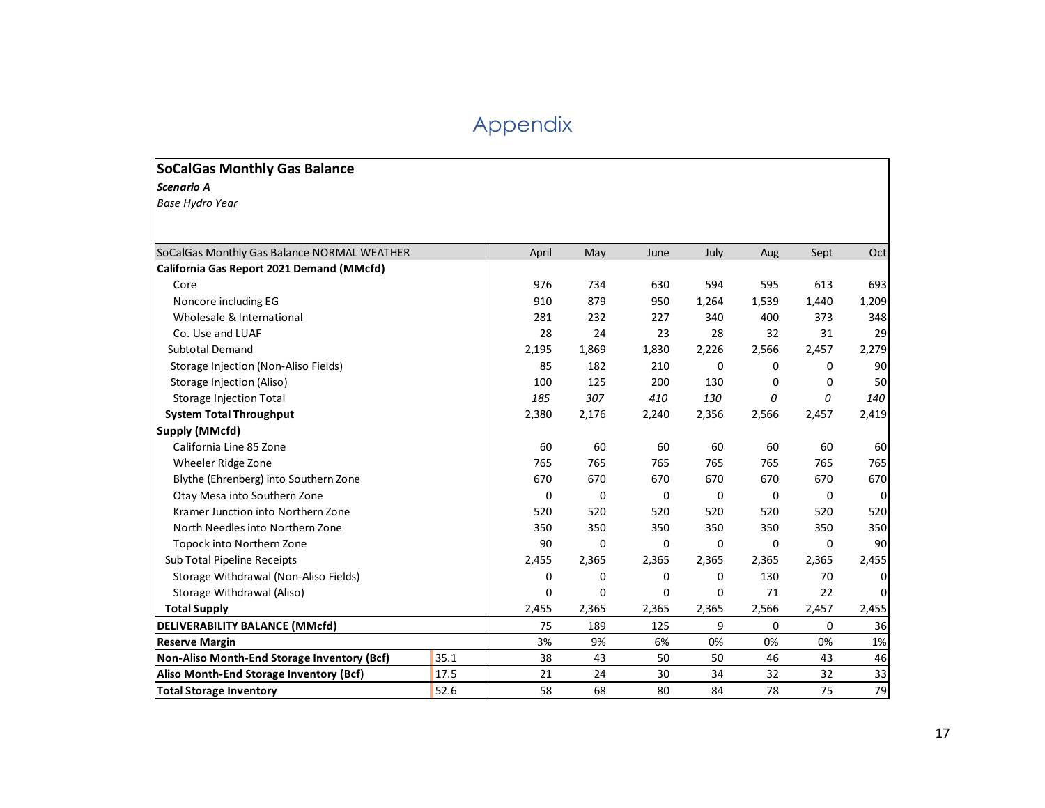# Appendix

**SoCalGas Monthly Gas Balance**

***Scenario A***

*Base Hydro Year*

| SoCalGas Monthly Gas Balance NORMAL WEATHER | | April | May | June | July | Aug | Sept | Oct |
|---|---|---|---|---|---|---|---|---|
| **California Gas Report 2021 Demand (MMcfd)** | | | | | | | | |
| Core | | 976 | 734 | 630 | 594 | 595 | 613 | 693 |
| Noncore including EG | | 910 | 879 | 950 | 1,264 | 1,539 | 1,440 | 1,209 |
| Wholesale & International | | 281 | 232 | 227 | 340 | 400 | 373 | 348 |
| Co. Use and LUAF | | 28 | 24 | 23 | 28 | 32 | 31 | 29 |
| Subtotal Demand | | 2,195 | 1,869 | 1,830 | 2,226 | 2,566 | 2,457 | 2,279 |
| Storage Injection (Non-Aliso Fields) | | 85 | 182 | 210 | 0 | 0 | 0 | 90 |
| Storage Injection (Aliso) | | 100 | 125 | 200 | 130 | 0 | 0 | 50 |
| Storage Injection Total | | *185* | *307* | *410* | *130* | *0* | *0* | *140* |
| **System Total Throughput** | | 2,380 | 2,176 | 2,240 | 2,356 | 2,566 | 2,457 | 2,419 |
| **Supply (MMcfd)** | | | | | | | | |
| California Line 85 Zone | | 60 | 60 | 60 | 60 | 60 | 60 | 60 |
| Wheeler Ridge Zone | | 765 | 765 | 765 | 765 | 765 | 765 | 765 |
| Blythe (Ehrenberg) into Southern Zone | | 670 | 670 | 670 | 670 | 670 | 670 | 670 |
| Otay Mesa into Southern Zone | | 0 | 0 | 0 | 0 | 0 | 0 | 0 |
| Kramer Junction into Northern Zone | | 520 | 520 | 520 | 520 | 520 | 520 | 520 |
| North Needles into Northern Zone | | 350 | 350 | 350 | 350 | 350 | 350 | 350 |
| Topock into Northern Zone | | 90 | 0 | 0 | 0 | 0 | 0 | 90 |
| Sub Total Pipeline Receipts | | 2,455 | 2,365 | 2,365 | 2,365 | 2,365 | 2,365 | 2,455 |
| Storage Withdrawal (Non-Aliso Fields) | | 0 | 0 | 0 | 0 | 130 | 70 | 0 |
| Storage Withdrawal (Aliso) | | 0 | 0 | 0 | 0 | 71 | 22 | 0 |
| **Total Supply** | | 2,455 | 2,365 | 2,365 | 2,365 | 2,566 | 2,457 | 2,455 |
| **DELIVERABILITY BALANCE (MMcfd)** | | 75 | 189 | 125 | 9 | 0 | 0 | 36 |
| **Reserve Margin** | | 3% | 9% | 6% | 0% | 0% | 0% | 1% |
| **Non-Aliso Month-End Storage Inventory (Bcf)** | 35.1 | 38 | 43 | 50 | 50 | 46 | 43 | 46 |
| **Aliso Month-End Storage Inventory (Bcf)** | 17.5 | 21 | 24 | 30 | 34 | 32 | 32 | 33 |
| **Total Storage Inventory** | 52.6 | 58 | 68 | 80 | 84 | 78 | 75 | 79 |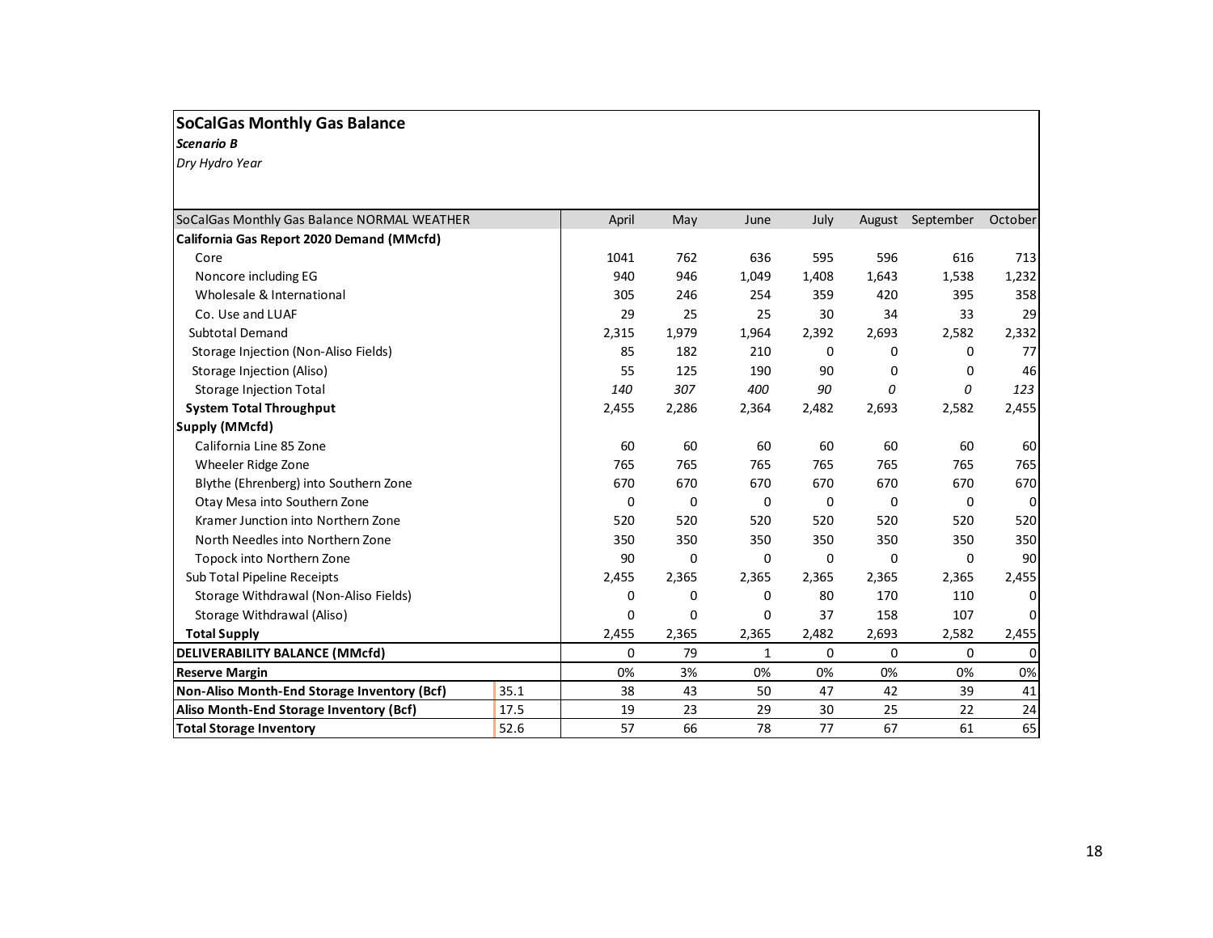## SoCalGas Monthly Gas Balance

***Scenario B***

*Dry Hydro Year*

| SoCalGas Monthly Gas Balance NORMAL WEATHER | | April | May | June | July | August | September | October |
|---|---|---|---|---|---|---|---|---|
| **California Gas Report 2020 Demand (MMcfd)** | | | | | | | | |
| Core | | 1041 | 762 | 636 | 595 | 596 | 616 | 713 |
| Noncore including EG | | 940 | 946 | 1,049 | 1,408 | 1,643 | 1,538 | 1,232 |
| Wholesale & International | | 305 | 246 | 254 | 359 | 420 | 395 | 358 |
| Co. Use and LUAF | | 29 | 25 | 25 | 30 | 34 | 33 | 29 |
| Subtotal Demand | | 2,315 | 1,979 | 1,964 | 2,392 | 2,693 | 2,582 | 2,332 |
| Storage Injection (Non-Aliso Fields) | | 85 | 182 | 210 | 0 | 0 | 0 | 77 |
| Storage Injection (Aliso) | | 55 | 125 | 190 | 90 | 0 | 0 | 46 |
| Storage Injection Total | | *140* | *307* | *400* | *90* | *0* | *0* | *123* |
| **System Total Throughput** | | 2,455 | 2,286 | 2,364 | 2,482 | 2,693 | 2,582 | 2,455 |
| **Supply (MMcfd)** | | | | | | | | |
| California Line 85 Zone | | 60 | 60 | 60 | 60 | 60 | 60 | 60 |
| Wheeler Ridge Zone | | 765 | 765 | 765 | 765 | 765 | 765 | 765 |
| Blythe (Ehrenberg) into Southern Zone | | 670 | 670 | 670 | 670 | 670 | 670 | 670 |
| Otay Mesa into Southern Zone | | 0 | 0 | 0 | 0 | 0 | 0 | 0 |
| Kramer Junction into Northern Zone | | 520 | 520 | 520 | 520 | 520 | 520 | 520 |
| North Needles into Northern Zone | | 350 | 350 | 350 | 350 | 350 | 350 | 350 |
| Topock into Northern Zone | | 90 | 0 | 0 | 0 | 0 | 0 | 90 |
| Sub Total Pipeline Receipts | | 2,455 | 2,365 | 2,365 | 2,365 | 2,365 | 2,365 | 2,455 |
| Storage Withdrawal (Non-Aliso Fields) | | 0 | 0 | 0 | 80 | 170 | 110 | 0 |
| Storage Withdrawal (Aliso) | | 0 | 0 | 0 | 37 | 158 | 107 | 0 |
| **Total Supply** | | 2,455 | 2,365 | 2,365 | 2,482 | 2,693 | 2,582 | 2,455 |
| **DELIVERABILITY BALANCE (MMcfd)** | | 0 | 79 | 1 | 0 | 0 | 0 | 0 |
| **Reserve Margin** | | 0% | 3% | 0% | 0% | 0% | 0% | 0% |
| **Non-Aliso Month-End Storage Inventory (Bcf)** | 35.1 | 38 | 43 | 50 | 47 | 42 | 39 | 41 |
| **Aliso Month-End Storage Inventory (Bcf)** | 17.5 | 19 | 23 | 29 | 30 | 25 | 22 | 24 |
| **Total Storage Inventory** | 52.6 | 57 | 66 | 78 | 77 | 67 | 61 | 65 |